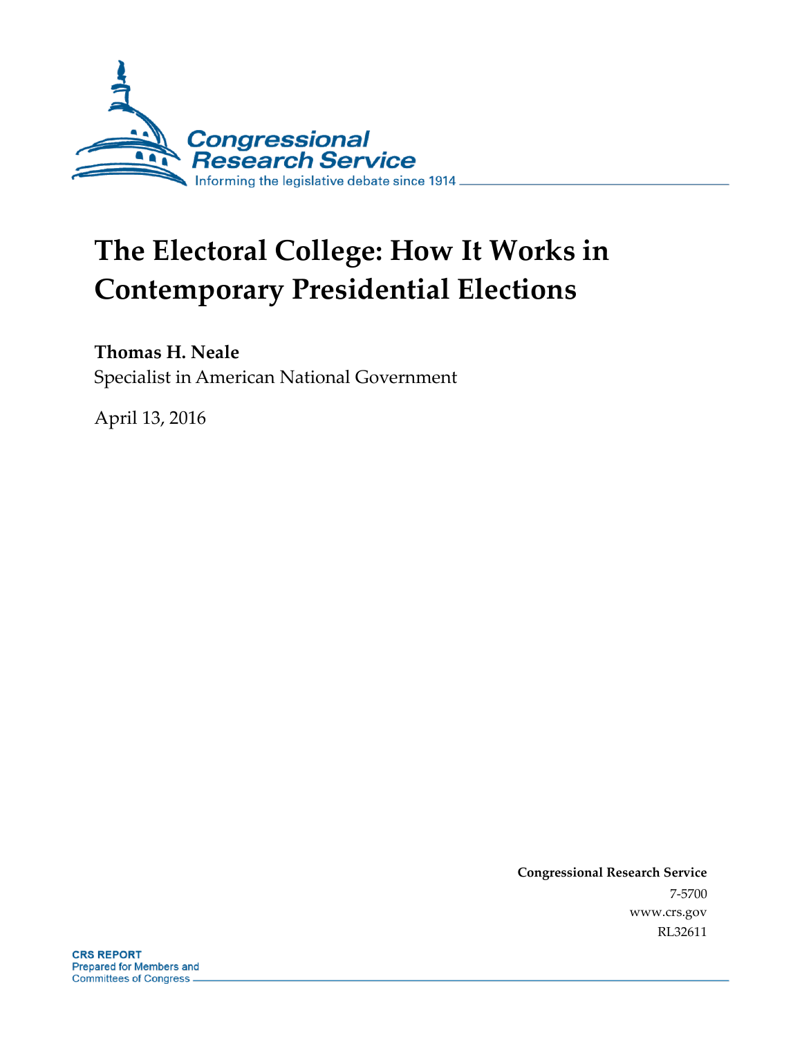Congressional Research Service

Informing the legislative debate since 1914

# The Electoral College: How It Works in Contemporary Presidential Elections

**Thomas H. Neale**

Specialist in American National Government

April 13, 2016

**Congressional Research Service**

7-5700

www.crs.gov

RL32611

**CRS REPORT**

Prepared for Members and Committees of Congress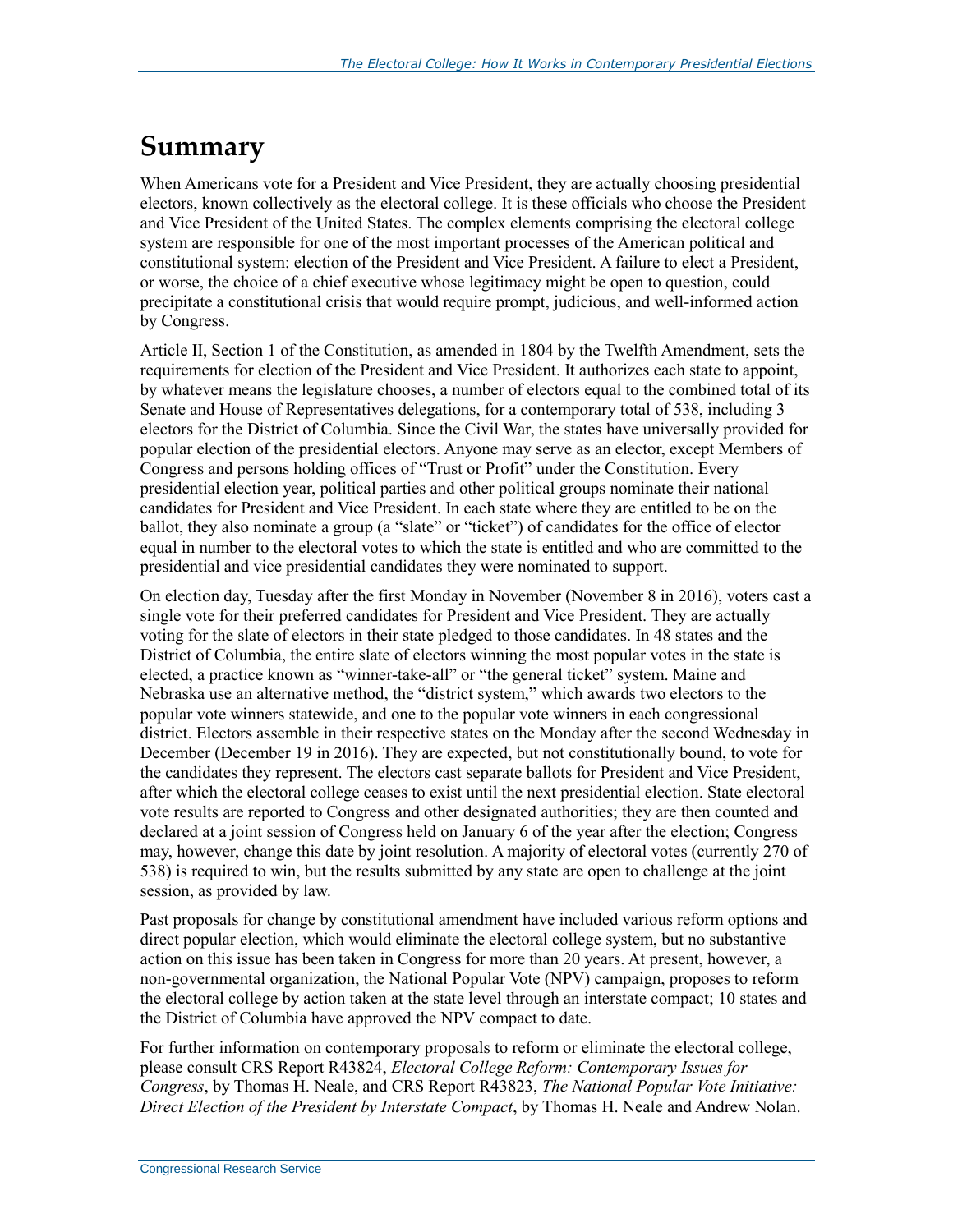# Summary

When Americans vote for a President and Vice President, they are actually choosing presidential electors, known collectively as the electoral college. It is these officials who choose the President and Vice President of the United States. The complex elements comprising the electoral college system are responsible for one of the most important processes of the American political and constitutional system: election of the President and Vice President. A failure to elect a President, or worse, the choice of a chief executive whose legitimacy might be open to question, could precipitate a constitutional crisis that would require prompt, judicious, and well-informed action by Congress.

Article II, Section 1 of the Constitution, as amended in 1804 by the Twelfth Amendment, sets the requirements for election of the President and Vice President. It authorizes each state to appoint, by whatever means the legislature chooses, a number of electors equal to the combined total of its Senate and House of Representatives delegations, for a contemporary total of 538, including 3 electors for the District of Columbia. Since the Civil War, the states have universally provided for popular election of the presidential electors. Anyone may serve as an elector, except Members of Congress and persons holding offices of "Trust or Profit" under the Constitution. Every presidential election year, political parties and other political groups nominate their national candidates for President and Vice President. In each state where they are entitled to be on the ballot, they also nominate a group (a "slate" or "ticket") of candidates for the office of elector equal in number to the electoral votes to which the state is entitled and who are committed to the presidential and vice presidential candidates they were nominated to support.

On election day, Tuesday after the first Monday in November (November 8 in 2016), voters cast a single vote for their preferred candidates for President and Vice President. They are actually voting for the slate of electors in their state pledged to those candidates. In 48 states and the District of Columbia, the entire slate of electors winning the most popular votes in the state is elected, a practice known as "winner-take-all" or "the general ticket" system. Maine and Nebraska use an alternative method, the "district system," which awards two electors to the popular vote winners statewide, and one to the popular vote winners in each congressional district. Electors assemble in their respective states on the Monday after the second Wednesday in December (December 19 in 2016). They are expected, but not constitutionally bound, to vote for the candidates they represent. The electors cast separate ballots for President and Vice President, after which the electoral college ceases to exist until the next presidential election. State electoral vote results are reported to Congress and other designated authorities; they are then counted and declared at a joint session of Congress held on January 6 of the year after the election; Congress may, however, change this date by joint resolution. A majority of electoral votes (currently 270 of 538) is required to win, but the results submitted by any state are open to challenge at the joint session, as provided by law.

Past proposals for change by constitutional amendment have included various reform options and direct popular election, which would eliminate the electoral college system, but no substantive action on this issue has been taken in Congress for more than 20 years. At present, however, a non-governmental organization, the National Popular Vote (NPV) campaign, proposes to reform the electoral college by action taken at the state level through an interstate compact; 10 states and the District of Columbia have approved the NPV compact to date.

For further information on contemporary proposals to reform or eliminate the electoral college, please consult CRS Report R43824, *Electoral College Reform: Contemporary Issues for Congress*, by Thomas H. Neale, and CRS Report R43823, *The National Popular Vote Initiative: Direct Election of the President by Interstate Compact*, by Thomas H. Neale and Andrew Nolan.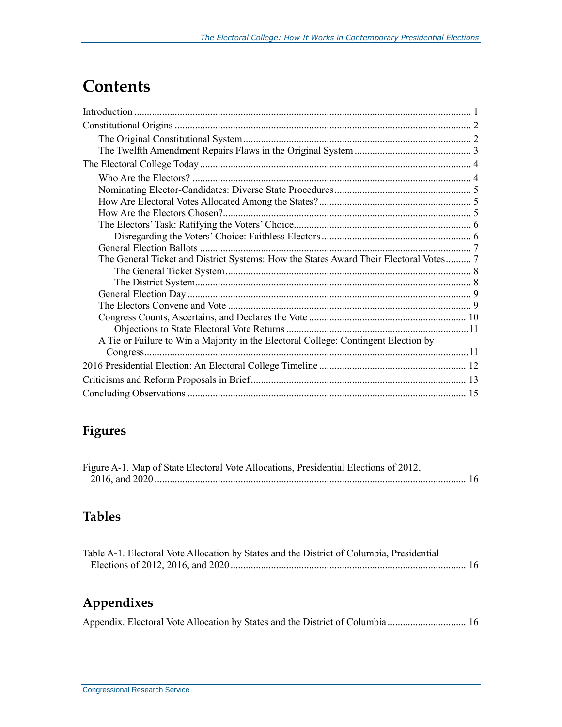# Contents

Introduction ..................................................................................................................... 1
Constitutional Origins ..................................................................................................... 2
    The Original Constitutional System .......................................................................... 2
    The Twelfth Amendment Repairs Flaws in the Original System ............................................. 3
The Electoral College Today .......................................................................................... 4
    Who Are the Electors? ............................................................................................. 4
    Nominating Elector-Candidates: Diverse State Procedures ...................................................... 5
    How Are Electoral Votes Allocated Among the States? ............................................................ 5
    How Are the Electors Chosen? ................................................................................. 5
    The Electors' Task: Ratifying the Voters' Choice ..................................................................... 6
        Disregarding the Voters' Choice: Faithless Electors ........................................................... 6
    General Election Ballots .......................................................................................... 7
    The General Ticket and District Systems: How the States Award Their Electoral Votes .......... 7
        The General Ticket System ................................................................................ 8
        The District System ............................................................................................ 8
    General Election Day ............................................................................................... 9
    The Electors Convene and Vote ............................................................................... 9
    Congress Counts, Ascertains, and Declares the Vote ............................................................. 10
        Objections to State Electoral Vote Returns ........................................................................11
    A Tie or Failure to Win a Majority in the Electoral College: Contingent Election by Congress ..............................................................................................................11
2016 Presidential Election: An Electoral College Timeline ........................................................... 12
Criticisms and Reform Proposals in Brief ..................................................................................... 13
Concluding Observations ............................................................................................. 15

## Figures

Figure A-1. Map of State Electoral Vote Allocations, Presidential Elections of 2012, 2016, and 2020 ........................................................................................................... 16

## Tables

Table A-1. Electoral Vote Allocation by States and the District of Columbia, Presidential Elections of 2012, 2016, and 2020 ............................................................................................ 16

## Appendixes

Appendix. Electoral Vote Allocation by States and the District of Columbia ............................... 16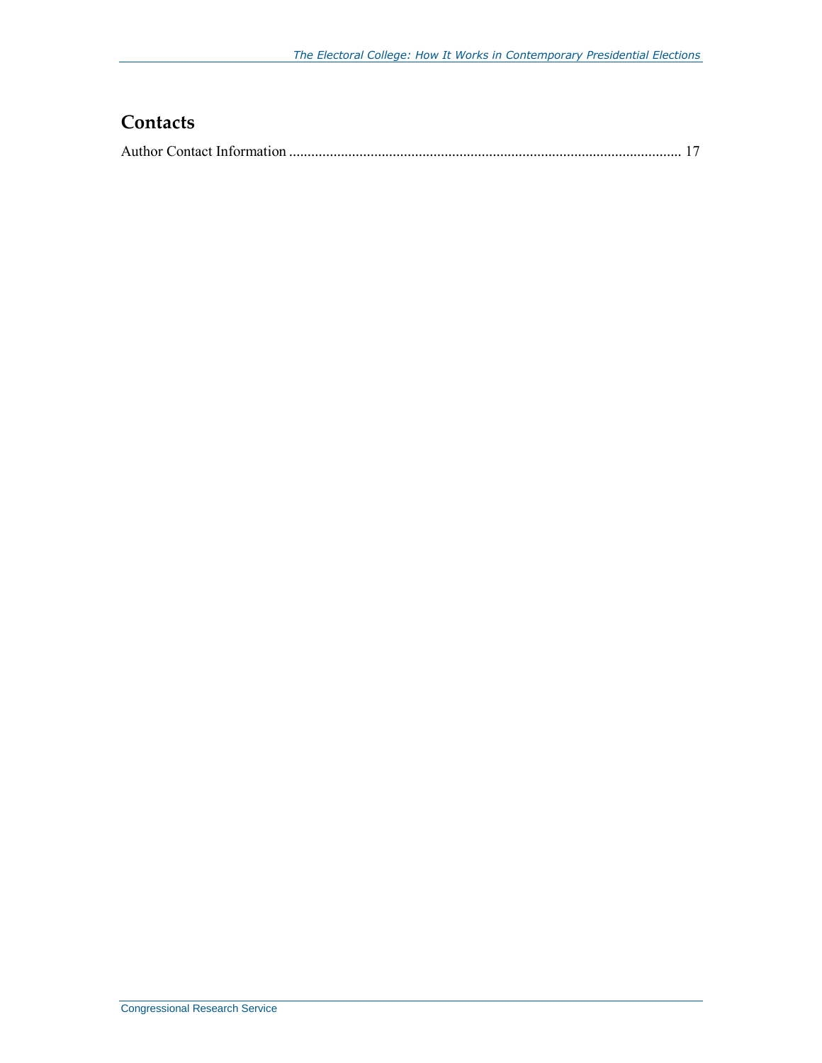## Contacts

Author Contact Information .......................................................................................................... 17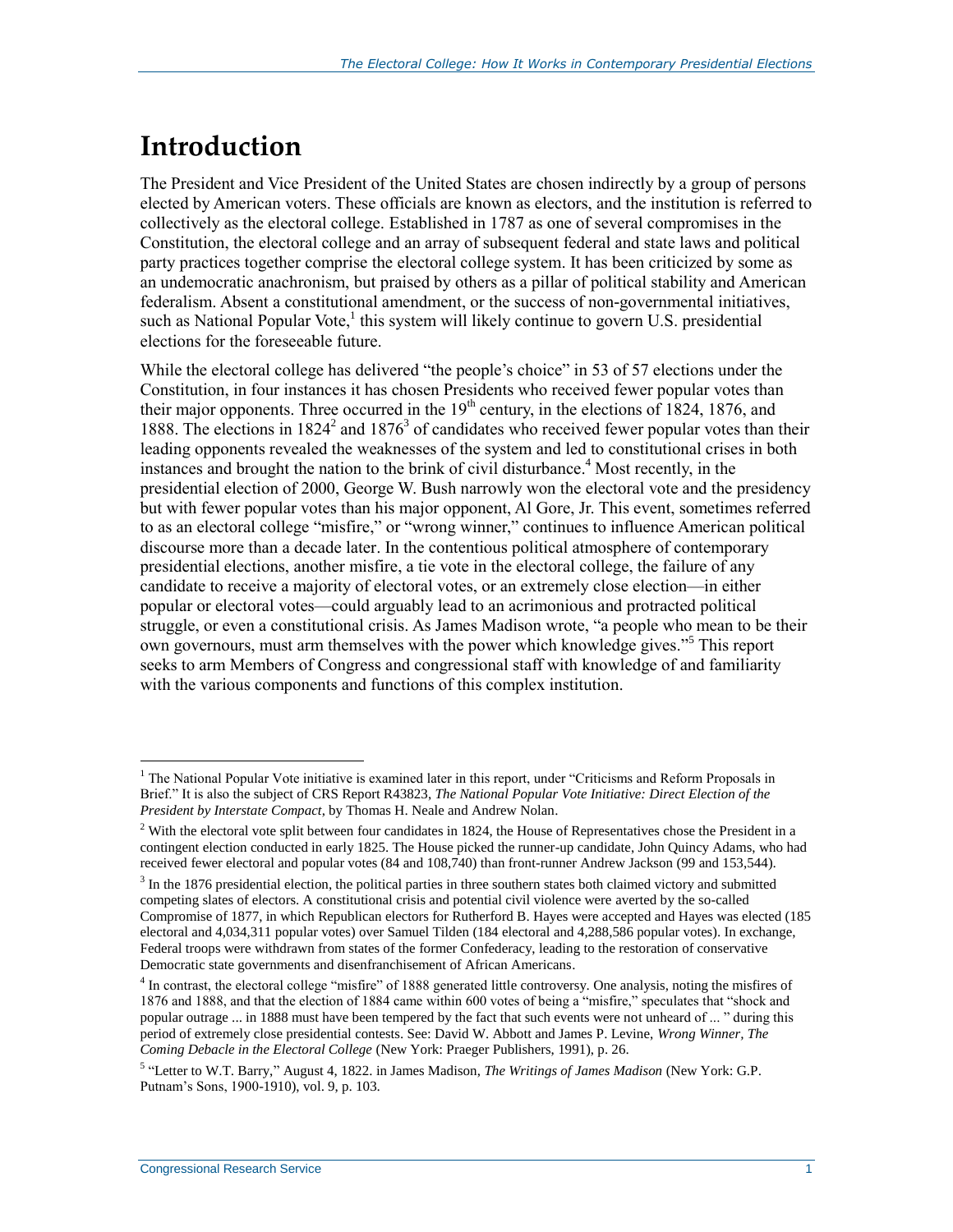# Introduction

The President and Vice President of the United States are chosen indirectly by a group of persons elected by American voters. These officials are known as electors, and the institution is referred to collectively as the electoral college. Established in 1787 as one of several compromises in the Constitution, the electoral college and an array of subsequent federal and state laws and political party practices together comprise the electoral college system. It has been criticized by some as an undemocratic anachronism, but praised by others as a pillar of political stability and American federalism. Absent a constitutional amendment, or the success of non-governmental initiatives, such as National Popular Vote,[1] this system will likely continue to govern U.S. presidential elections for the foreseeable future.

While the electoral college has delivered "the people's choice" in 53 of 57 elections under the Constitution, in four instances it has chosen Presidents who received fewer popular votes than their major opponents. Three occurred in the 19th century, in the elections of 1824, 1876, and 1888. The elections in 1824[2] and 1876[3] of candidates who received fewer popular votes than their leading opponents revealed the weaknesses of the system and led to constitutional crises in both instances and brought the nation to the brink of civil disturbance.[4] Most recently, in the presidential election of 2000, George W. Bush narrowly won the electoral vote and the presidency but with fewer popular votes than his major opponent, Al Gore, Jr. This event, sometimes referred to as an electoral college "misfire," or "wrong winner," continues to influence American political discourse more than a decade later. In the contentious political atmosphere of contemporary presidential elections, another misfire, a tie vote in the electoral college, the failure of any candidate to receive a majority of electoral votes, or an extremely close election—in either popular or electoral votes—could arguably lead to an acrimonious and protracted political struggle, or even a constitutional crisis. As James Madison wrote, "a people who mean to be their own governours, must arm themselves with the power which knowledge gives."[5] This report seeks to arm Members of Congress and congressional staff with knowledge of and familiarity with the various components and functions of this complex institution.

---

[1] The National Popular Vote initiative is examined later in this report, under "Criticisms and Reform Proposals in Brief." It is also the subject of CRS Report R43823, *The National Popular Vote Initiative: Direct Election of the President by Interstate Compact*, by Thomas H. Neale and Andrew Nolan.

[2] With the electoral vote split between four candidates in 1824, the House of Representatives chose the President in a contingent election conducted in early 1825. The House picked the runner-up candidate, John Quincy Adams, who had received fewer electoral and popular votes (84 and 108,740) than front-runner Andrew Jackson (99 and 153,544).

[3] In the 1876 presidential election, the political parties in three southern states both claimed victory and submitted competing slates of electors. A constitutional crisis and potential civil violence were averted by the so-called Compromise of 1877, in which Republican electors for Rutherford B. Hayes were accepted and Hayes was elected (185 electoral and 4,034,311 popular votes) over Samuel Tilden (184 electoral and 4,288,586 popular votes). In exchange, Federal troops were withdrawn from states of the former Confederacy, leading to the restoration of conservative Democratic state governments and disenfranchisement of African Americans.

[4] In contrast, the electoral college "misfire" of 1888 generated little controversy. One analysis, noting the misfires of 1876 and 1888, and that the election of 1884 came within 600 votes of being a "misfire," speculates that "shock and popular outrage ... in 1888 must have been tempered by the fact that such events were not unheard of ... " during this period of extremely close presidential contests. See: David W. Abbott and James P. Levine, *Wrong Winner, The Coming Debacle in the Electoral College* (New York: Praeger Publishers, 1991), p. 26.

[5] "Letter to W.T. Barry," August 4, 1822. in James Madison, *The Writings of James Madison* (New York: G.P. Putnam's Sons, 1900-1910), vol. 9, p. 103.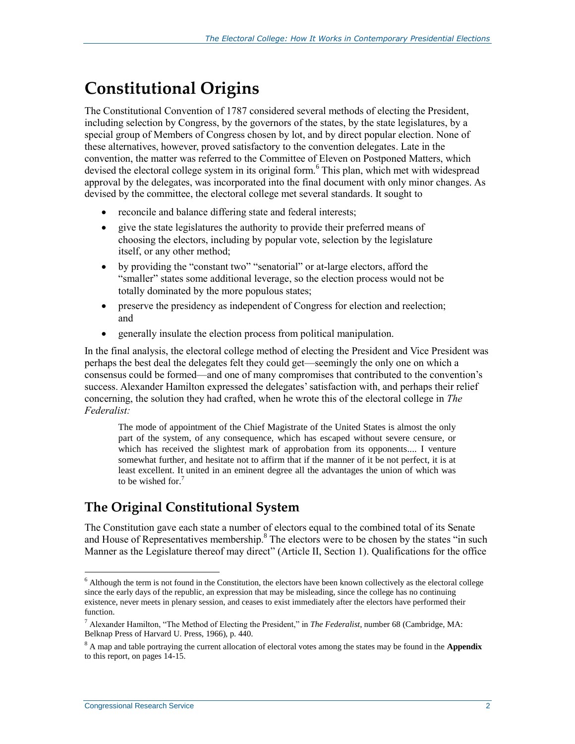# Constitutional Origins

The Constitutional Convention of 1787 considered several methods of electing the President, including selection by Congress, by the governors of the states, by the state legislatures, by a special group of Members of Congress chosen by lot, and by direct popular election. None of these alternatives, however, proved satisfactory to the convention delegates. Late in the convention, the matter was referred to the Committee of Eleven on Postponed Matters, which devised the electoral college system in its original form.[6] This plan, which met with widespread approval by the delegates, was incorporated into the final document with only minor changes. As devised by the committee, the electoral college met several standards. It sought to

- reconcile and balance differing state and federal interests;
- give the state legislatures the authority to provide their preferred means of choosing the electors, including by popular vote, selection by the legislature itself, or any other method;
- by providing the "constant two" "senatorial" or at-large electors, afford the "smaller" states some additional leverage, so the election process would not be totally dominated by the more populous states;
- preserve the presidency as independent of Congress for election and reelection; and
- generally insulate the election process from political manipulation.

In the final analysis, the electoral college method of electing the President and Vice President was perhaps the best deal the delegates felt they could get—seemingly the only one on which a consensus could be formed—and one of many compromises that contributed to the convention's success. Alexander Hamilton expressed the delegates' satisfaction with, and perhaps their relief concerning, the solution they had crafted, when he wrote this of the electoral college in *The Federalist:*

> The mode of appointment of the Chief Magistrate of the United States is almost the only part of the system, of any consequence, which has escaped without severe censure, or which has received the slightest mark of approbation from its opponents.... I venture somewhat further, and hesitate not to affirm that if the manner of it be not perfect, it is at least excellent. It united in an eminent degree all the advantages the union of which was to be wished for.[7]

## The Original Constitutional System

The Constitution gave each state a number of electors equal to the combined total of its Senate and House of Representatives membership.[8] The electors were to be chosen by the states "in such Manner as the Legislature thereof may direct" (Article II, Section 1). Qualifications for the office

---

[6] Although the term is not found in the Constitution, the electors have been known collectively as the electoral college since the early days of the republic, an expression that may be misleading, since the college has no continuing existence, never meets in plenary session, and ceases to exist immediately after the electors have performed their function.

[7] Alexander Hamilton, "The Method of Electing the President," in *The Federalist*, number 68 (Cambridge, MA: Belknap Press of Harvard U. Press, 1966), p. 440.

[8] A map and table portraying the current allocation of electoral votes among the states may be found in the **Appendix** to this report, on pages 14-15.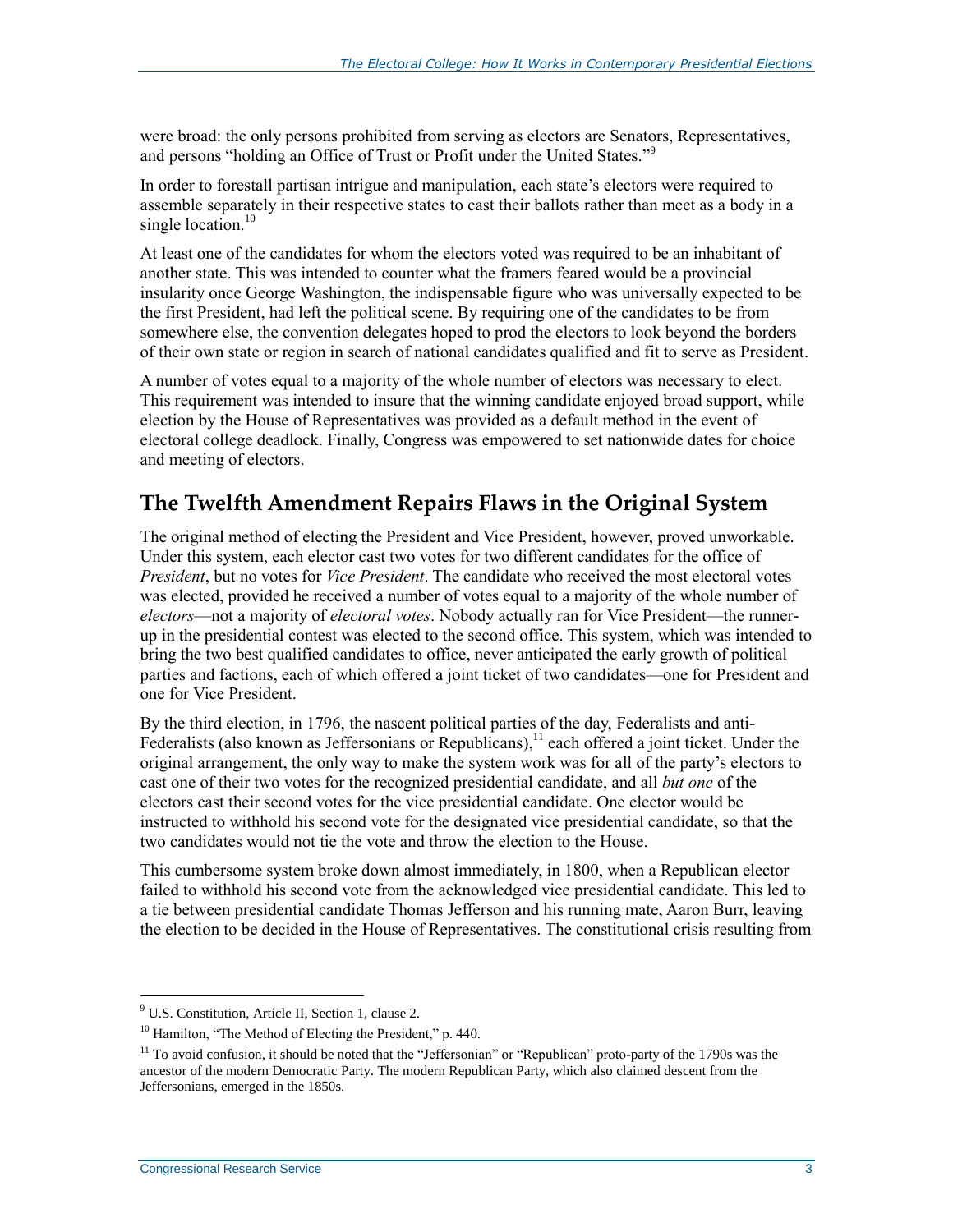were broad: the only persons prohibited from serving as electors are Senators, Representatives, and persons "holding an Office of Trust or Profit under the United States."[9]

In order to forestall partisan intrigue and manipulation, each state's electors were required to assemble separately in their respective states to cast their ballots rather than meet as a body in a single location.[10]

At least one of the candidates for whom the electors voted was required to be an inhabitant of another state. This was intended to counter what the framers feared would be a provincial insularity once George Washington, the indispensable figure who was universally expected to be the first President, had left the political scene. By requiring one of the candidates to be from somewhere else, the convention delegates hoped to prod the electors to look beyond the borders of their own state or region in search of national candidates qualified and fit to serve as President.

A number of votes equal to a majority of the whole number of electors was necessary to elect. This requirement was intended to insure that the winning candidate enjoyed broad support, while election by the House of Representatives was provided as a default method in the event of electoral college deadlock. Finally, Congress was empowered to set nationwide dates for choice and meeting of electors.

## The Twelfth Amendment Repairs Flaws in the Original System

The original method of electing the President and Vice President, however, proved unworkable. Under this system, each elector cast two votes for two different candidates for the office of *President*, but no votes for *Vice President*. The candidate who received the most electoral votes was elected, provided he received a number of votes equal to a majority of the whole number of *electors*—not a majority of *electoral votes*. Nobody actually ran for Vice President—the runner-up in the presidential contest was elected to the second office. This system, which was intended to bring the two best qualified candidates to office, never anticipated the early growth of political parties and factions, each of which offered a joint ticket of two candidates—one for President and one for Vice President.

By the third election, in 1796, the nascent political parties of the day, Federalists and anti-Federalists (also known as Jeffersonians or Republicans),[11] each offered a joint ticket. Under the original arrangement, the only way to make the system work was for all of the party's electors to cast one of their two votes for the recognized presidential candidate, and all *but one* of the electors cast their second votes for the vice presidential candidate. One elector would be instructed to withhold his second vote for the designated vice presidential candidate, so that the two candidates would not tie the vote and throw the election to the House.

This cumbersome system broke down almost immediately, in 1800, when a Republican elector failed to withhold his second vote from the acknowledged vice presidential candidate. This led to a tie between presidential candidate Thomas Jefferson and his running mate, Aaron Burr, leaving the election to be decided in the House of Representatives. The constitutional crisis resulting from

---

[9] U.S. Constitution, Article II, Section 1, clause 2.

[10] Hamilton, "The Method of Electing the President," p. 440.

[11] To avoid confusion, it should be noted that the "Jeffersonian" or "Republican" proto-party of the 1790s was the ancestor of the modern Democratic Party. The modern Republican Party, which also claimed descent from the Jeffersonians, emerged in the 1850s.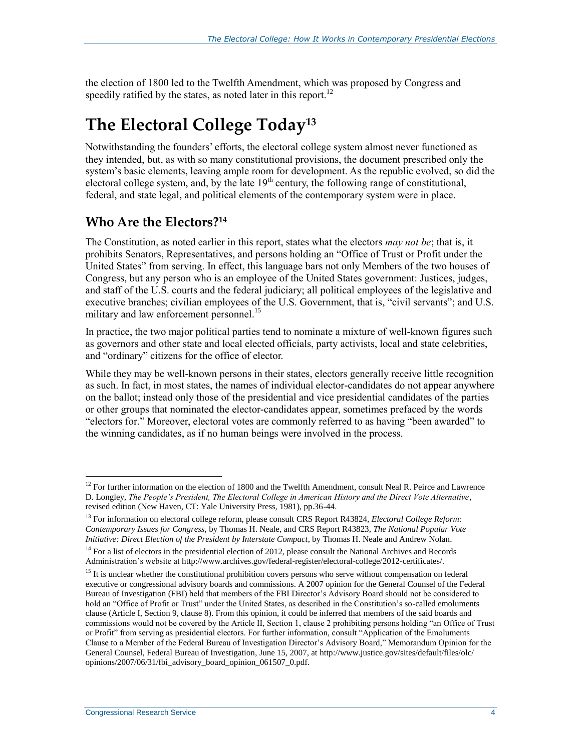the election of 1800 led to the Twelfth Amendment, which was proposed by Congress and speedily ratified by the states, as noted later in this report.[12]

# The Electoral College Today[13]

Notwithstanding the founders' efforts, the electoral college system almost never functioned as they intended, but, as with so many constitutional provisions, the document prescribed only the system's basic elements, leaving ample room for development. As the republic evolved, so did the electoral college system, and, by the late 19th century, the following range of constitutional, federal, and state legal, and political elements of the contemporary system were in place.

## Who Are the Electors?[14]

The Constitution, as noted earlier in this report, states what the electors *may not be*; that is, it prohibits Senators, Representatives, and persons holding an "Office of Trust or Profit under the United States" from serving. In effect, this language bars not only Members of the two houses of Congress, but any person who is an employee of the United States government: Justices, judges, and staff of the U.S. courts and the federal judiciary; all political employees of the legislative and executive branches; civilian employees of the U.S. Government, that is, "civil servants"; and U.S. military and law enforcement personnel.[15]

In practice, the two major political parties tend to nominate a mixture of well-known figures such as governors and other state and local elected officials, party activists, local and state celebrities, and "ordinary" citizens for the office of elector.

While they may be well-known persons in their states, electors generally receive little recognition as such. In fact, in most states, the names of individual elector-candidates do not appear anywhere on the ballot; instead only those of the presidential and vice presidential candidates of the parties or other groups that nominated the elector-candidates appear, sometimes prefaced by the words "electors for." Moreover, electoral votes are commonly referred to as having "been awarded" to the winning candidates, as if no human beings were involved in the process.

---

[12] For further information on the election of 1800 and the Twelfth Amendment, consult Neal R. Peirce and Lawrence D. Longley, *The People's President, The Electoral College in American History and the Direct Vote Alternative*, revised edition (New Haven, CT: Yale University Press, 1981), pp.36-44.

[13] For information on electoral college reform, please consult CRS Report R43824, *Electoral College Reform: Contemporary Issues for Congress*, by Thomas H. Neale, and CRS Report R43823, *The National Popular Vote Initiative: Direct Election of the President by Interstate Compact*, by Thomas H. Neale and Andrew Nolan.

[14] For a list of electors in the presidential election of 2012, please consult the National Archives and Records Administration's website at http://www.archives.gov/federal-register/electoral-college/2012-certificates/.

[15] It is unclear whether the constitutional prohibition covers persons who serve without compensation on federal executive or congressional advisory boards and commissions. A 2007 opinion for the General Counsel of the Federal Bureau of Investigation (FBI) held that members of the FBI Director's Advisory Board should not be considered to hold an "Office of Profit or Trust" under the United States, as described in the Constitution's so-called emoluments clause (Article I, Section 9, clause 8). From this opinion, it could be inferred that members of the said boards and commissions would not be covered by the Article II, Section 1, clause 2 prohibiting persons holding "an Office of Trust or Profit" from serving as presidential electors. For further information, consult "Application of the Emoluments Clause to a Member of the Federal Bureau of Investigation Director's Advisory Board," Memorandum Opinion for the General Counsel, Federal Bureau of Investigation, June 15, 2007, at http://www.justice.gov/sites/default/files/olc/opinions/2007/06/31/fbi_advisory_board_opinion_061507_0.pdf.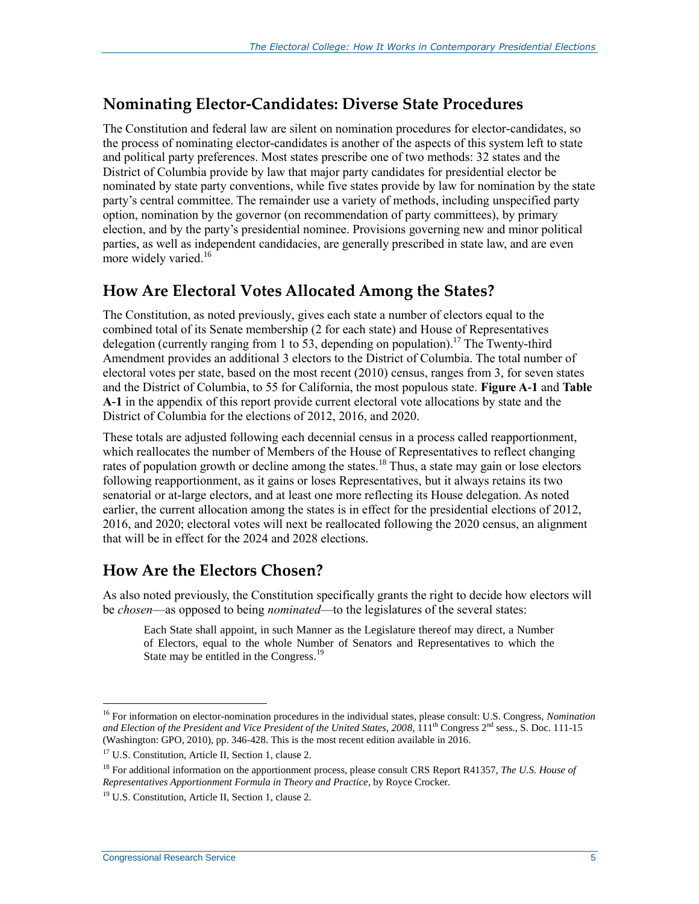## Nominating Elector-Candidates: Diverse State Procedures

The Constitution and federal law are silent on nomination procedures for elector-candidates, so the process of nominating elector-candidates is another of the aspects of this system left to state and political party preferences. Most states prescribe one of two methods: 32 states and the District of Columbia provide by law that major party candidates for presidential elector be nominated by state party conventions, while five states provide by law for nomination by the state party's central committee. The remainder use a variety of methods, including unspecified party option, nomination by the governor (on recommendation of party committees), by primary election, and by the party's presidential nominee. Provisions governing new and minor political parties, as well as independent candidacies, are generally prescribed in state law, and are even more widely varied.[16]

## How Are Electoral Votes Allocated Among the States?

The Constitution, as noted previously, gives each state a number of electors equal to the combined total of its Senate membership (2 for each state) and House of Representatives delegation (currently ranging from 1 to 53, depending on population).[17] The Twenty-third Amendment provides an additional 3 electors to the District of Columbia. The total number of electoral votes per state, based on the most recent (2010) census, ranges from 3, for seven states and the District of Columbia, to 55 for California, the most populous state. **Figure A-1** and **Table A-1** in the appendix of this report provide current electoral vote allocations by state and the District of Columbia for the elections of 2012, 2016, and 2020.

These totals are adjusted following each decennial census in a process called reapportionment, which reallocates the number of Members of the House of Representatives to reflect changing rates of population growth or decline among the states.[18] Thus, a state may gain or lose electors following reapportionment, as it gains or loses Representatives, but it always retains its two senatorial or at-large electors, and at least one more reflecting its House delegation. As noted earlier, the current allocation among the states is in effect for the presidential elections of 2012, 2016, and 2020; electoral votes will next be reallocated following the 2020 census, an alignment that will be in effect for the 2024 and 2028 elections.

## How Are the Electors Chosen?

As also noted previously, the Constitution specifically grants the right to decide how electors will be *chosen*—as opposed to being *nominated*—to the legislatures of the several states:

> Each State shall appoint, in such Manner as the Legislature thereof may direct, a Number of Electors, equal to the whole Number of Senators and Representatives to which the State may be entitled in the Congress.[19]

---

[16] For information on elector-nomination procedures in the individual states, please consult: U.S. Congress, *Nomination and Election of the President and Vice President of the United States, 2008*, 111th Congress 2nd sess., S. Doc. 111-15 (Washington: GPO, 2010), pp. 346-428. This is the most recent edition available in 2016.

[17] U.S. Constitution, Article II, Section 1, clause 2.

[18] For additional information on the apportionment process, please consult CRS Report R41357, *The U.S. House of Representatives Apportionment Formula in Theory and Practice*, by Royce Crocker.

[19] U.S. Constitution, Article II, Section 1, clause 2.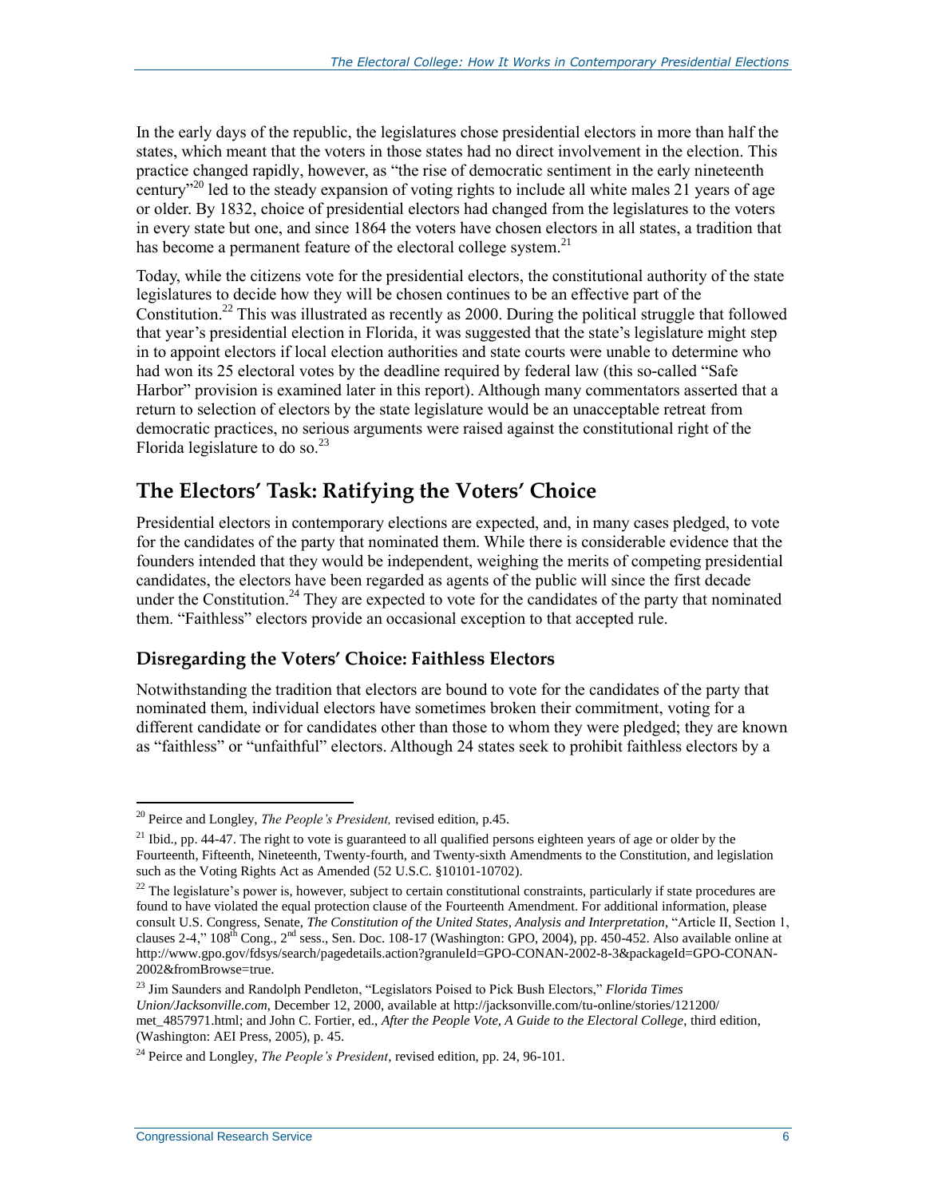In the early days of the republic, the legislatures chose presidential electors in more than half the states, which meant that the voters in those states had no direct involvement in the election. This practice changed rapidly, however, as "the rise of democratic sentiment in the early nineteenth century"[20] led to the steady expansion of voting rights to include all white males 21 years of age or older. By 1832, choice of presidential electors had changed from the legislatures to the voters in every state but one, and since 1864 the voters have chosen electors in all states, a tradition that has become a permanent feature of the electoral college system.[21]

Today, while the citizens vote for the presidential electors, the constitutional authority of the state legislatures to decide how they will be chosen continues to be an effective part of the Constitution.[22] This was illustrated as recently as 2000. During the political struggle that followed that year's presidential election in Florida, it was suggested that the state's legislature might step in to appoint electors if local election authorities and state courts were unable to determine who had won its 25 electoral votes by the deadline required by federal law (this so-called "Safe Harbor" provision is examined later in this report). Although many commentators asserted that a return to selection of electors by the state legislature would be an unacceptable retreat from democratic practices, no serious arguments were raised against the constitutional right of the Florida legislature to do so.[23]

## The Electors' Task: Ratifying the Voters' Choice

Presidential electors in contemporary elections are expected, and, in many cases pledged, to vote for the candidates of the party that nominated them. While there is considerable evidence that the founders intended that they would be independent, weighing the merits of competing presidential candidates, the electors have been regarded as agents of the public will since the first decade under the Constitution.[24] They are expected to vote for the candidates of the party that nominated them. "Faithless" electors provide an occasional exception to that accepted rule.

### Disregarding the Voters' Choice: Faithless Electors

Notwithstanding the tradition that electors are bound to vote for the candidates of the party that nominated them, individual electors have sometimes broken their commitment, voting for a different candidate or for candidates other than those to whom they were pledged; they are known as "faithless" or "unfaithful" electors. Although 24 states seek to prohibit faithless electors by a

---

[20] Peirce and Longley, *The People's President,* revised edition, p.45.

[21] Ibid., pp. 44-47. The right to vote is guaranteed to all qualified persons eighteen years of age or older by the Fourteenth, Fifteenth, Nineteenth, Twenty-fourth, and Twenty-sixth Amendments to the Constitution, and legislation such as the Voting Rights Act as Amended (52 U.S.C. §10101-10702).

[22] The legislature's power is, however, subject to certain constitutional constraints, particularly if state procedures are found to have violated the equal protection clause of the Fourteenth Amendment. For additional information, please consult U.S. Congress, Senate, *The Constitution of the United States, Analysis and Interpretation*, "Article II, Section 1, clauses 2-4," 108th Cong., 2nd sess., Sen. Doc. 108-17 (Washington: GPO, 2004), pp. 450-452. Also available online at http://www.gpo.gov/fdsys/search/pagedetails.action?granuleId=GPO-CONAN-2002-8-3&packageId=GPO-CONAN-2002&fromBrowse=true.

[23] Jim Saunders and Randolph Pendleton, "Legislators Poised to Pick Bush Electors," *Florida Times Union/Jacksonville.com*, December 12, 2000, available at http://jacksonville.com/tu-online/stories/121200/met_4857971.html; and John C. Fortier, ed., *After the People Vote, A Guide to the Electoral College*, third edition, (Washington: AEI Press, 2005), p. 45.

[24] Peirce and Longley, *The People's President*, revised edition, pp. 24, 96-101.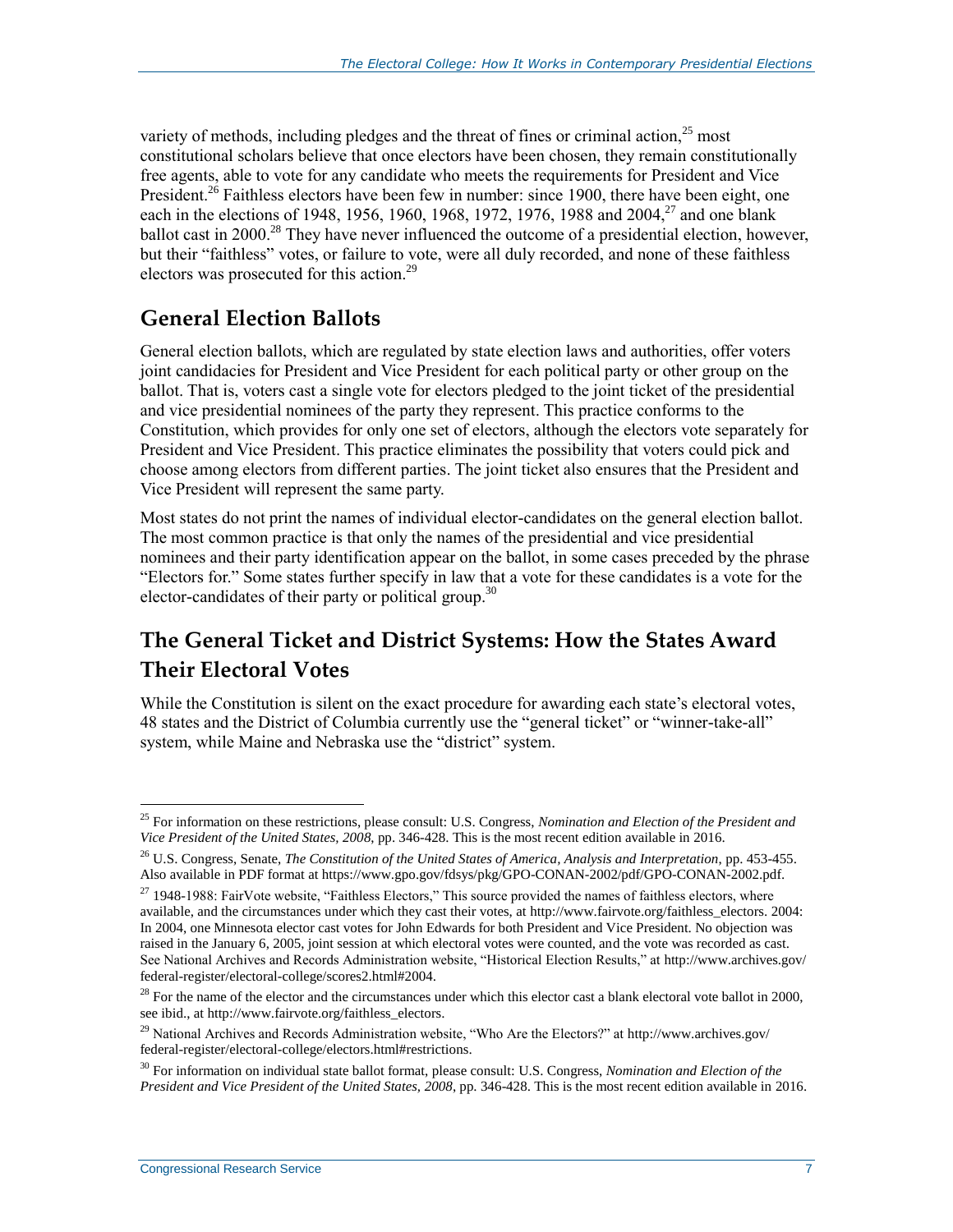variety of methods, including pledges and the threat of fines or criminal action,[25] most constitutional scholars believe that once electors have been chosen, they remain constitutionally free agents, able to vote for any candidate who meets the requirements for President and Vice President.[26] Faithless electors have been few in number: since 1900, there have been eight, one each in the elections of 1948, 1956, 1960, 1968, 1972, 1976, 1988 and 2004,[27] and one blank ballot cast in 2000.[28] They have never influenced the outcome of a presidential election, however, but their "faithless" votes, or failure to vote, were all duly recorded, and none of these faithless electors was prosecuted for this action.[29]

## General Election Ballots

General election ballots, which are regulated by state election laws and authorities, offer voters joint candidacies for President and Vice President for each political party or other group on the ballot. That is, voters cast a single vote for electors pledged to the joint ticket of the presidential and vice presidential nominees of the party they represent. This practice conforms to the Constitution, which provides for only one set of electors, although the electors vote separately for President and Vice President. This practice eliminates the possibility that voters could pick and choose among electors from different parties. The joint ticket also ensures that the President and Vice President will represent the same party.

Most states do not print the names of individual elector-candidates on the general election ballot. The most common practice is that only the names of the presidential and vice presidential nominees and their party identification appear on the ballot, in some cases preceded by the phrase "Electors for." Some states further specify in law that a vote for these candidates is a vote for the elector-candidates of their party or political group.[30]

## The General Ticket and District Systems: How the States Award Their Electoral Votes

While the Constitution is silent on the exact procedure for awarding each state's electoral votes, 48 states and the District of Columbia currently use the "general ticket" or "winner-take-all" system, while Maine and Nebraska use the "district" system.

---

[25] For information on these restrictions, please consult: U.S. Congress, *Nomination and Election of the President and Vice President of the United States, 2008*, pp. 346-428. This is the most recent edition available in 2016.

[26] U.S. Congress, Senate, *The Constitution of the United States of America, Analysis and Interpretation*, pp. 453-455. Also available in PDF format at https://www.gpo.gov/fdsys/pkg/GPO-CONAN-2002/pdf/GPO-CONAN-2002.pdf.

[27] 1948-1988: FairVote website, "Faithless Electors," This source provided the names of faithless electors, where available, and the circumstances under which they cast their votes, at http://www.fairvote.org/faithless_electors. 2004: In 2004, one Minnesota elector cast votes for John Edwards for both President and Vice President. No objection was raised in the January 6, 2005, joint session at which electoral votes were counted, and the vote was recorded as cast. See National Archives and Records Administration website, "Historical Election Results," at http://www.archives.gov/federal-register/electoral-college/scores2.html#2004.

[28] For the name of the elector and the circumstances under which this elector cast a blank electoral vote ballot in 2000, see ibid., at http://www.fairvote.org/faithless_electors.

[29] National Archives and Records Administration website, "Who Are the Electors?" at http://www.archives.gov/federal-register/electoral-college/electors.html#restrictions.

[30] For information on individual state ballot format, please consult: U.S. Congress, *Nomination and Election of the President and Vice President of the United States, 2008*, pp. 346-428. This is the most recent edition available in 2016.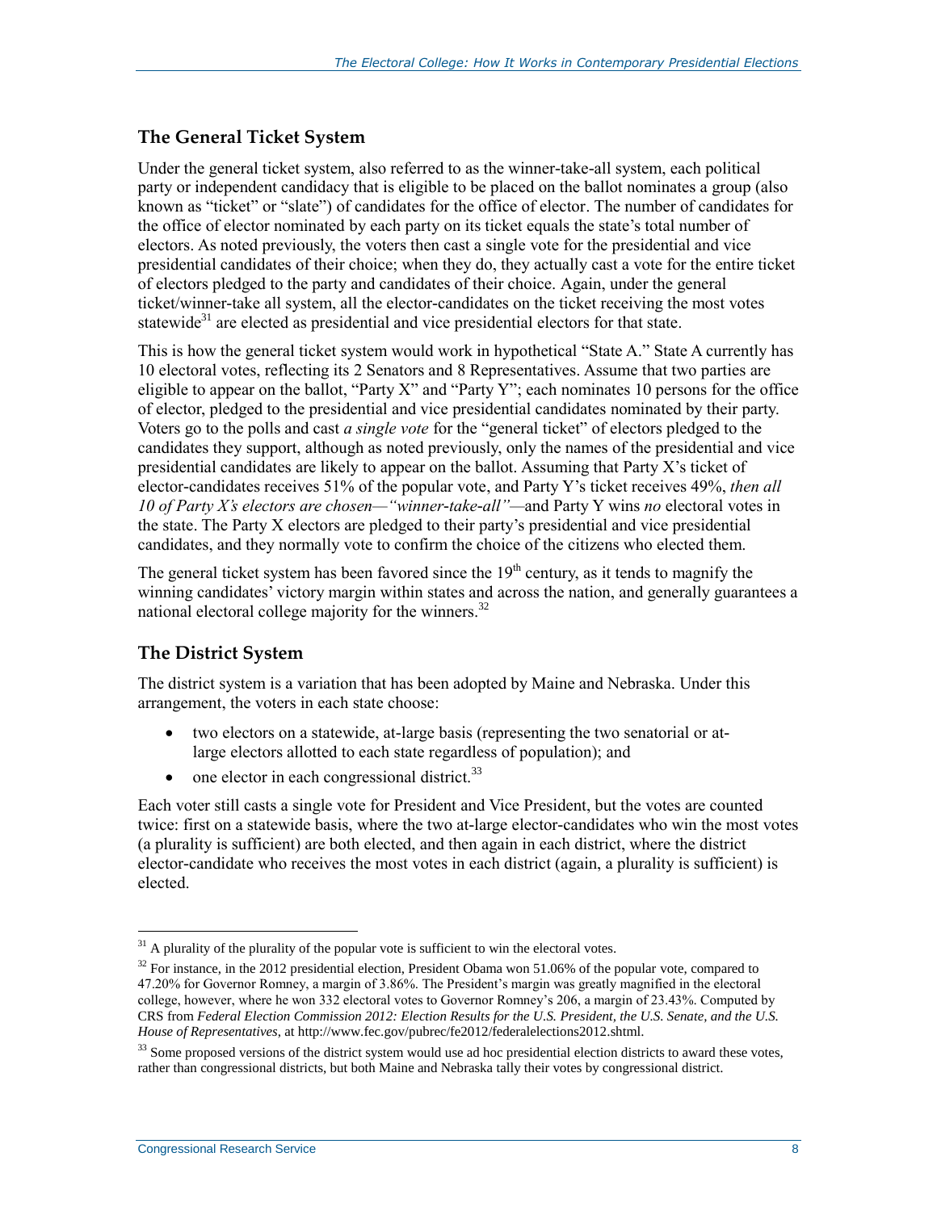### The General Ticket System

Under the general ticket system, also referred to as the winner-take-all system, each political party or independent candidacy that is eligible to be placed on the ballot nominates a group (also known as "ticket" or "slate") of candidates for the office of elector. The number of candidates for the office of elector nominated by each party on its ticket equals the state's total number of electors. As noted previously, the voters then cast a single vote for the presidential and vice presidential candidates of their choice; when they do, they actually cast a vote for the entire ticket of electors pledged to the party and candidates of their choice. Again, under the general ticket/winner-take all system, all the elector-candidates on the ticket receiving the most votes statewide[31] are elected as presidential and vice presidential electors for that state.

This is how the general ticket system would work in hypothetical "State A." State A currently has 10 electoral votes, reflecting its 2 Senators and 8 Representatives. Assume that two parties are eligible to appear on the ballot, "Party X" and "Party Y"; each nominates 10 persons for the office of elector, pledged to the presidential and vice presidential candidates nominated by their party. Voters go to the polls and cast *a single vote* for the "general ticket" of electors pledged to the candidates they support, although as noted previously, only the names of the presidential and vice presidential candidates are likely to appear on the ballot. Assuming that Party X's ticket of elector-candidates receives 51% of the popular vote, and Party Y's ticket receives 49%, *then all 10 of Party X's electors are chosen—"winner-take-all"*—and Party Y wins *no* electoral votes in the state. The Party X electors are pledged to their party's presidential and vice presidential candidates, and they normally vote to confirm the choice of the citizens who elected them.

The general ticket system has been favored since the 19th century, as it tends to magnify the winning candidates' victory margin within states and across the nation, and generally guarantees a national electoral college majority for the winners.[32]

### The District System

The district system is a variation that has been adopted by Maine and Nebraska. Under this arrangement, the voters in each state choose:

- two electors on a statewide, at-large basis (representing the two senatorial or at-large electors allotted to each state regardless of population); and
- one elector in each congressional district.[33]

Each voter still casts a single vote for President and Vice President, but the votes are counted twice: first on a statewide basis, where the two at-large elector-candidates who win the most votes (a plurality is sufficient) are both elected, and then again in each district, where the district elector-candidate who receives the most votes in each district (again, a plurality is sufficient) is elected.

---

[31] A plurality of the plurality of the popular vote is sufficient to win the electoral votes.

[32] For instance, in the 2012 presidential election, President Obama won 51.06% of the popular vote, compared to 47.20% for Governor Romney, a margin of 3.86%. The President's margin was greatly magnified in the electoral college, however, where he won 332 electoral votes to Governor Romney's 206, a margin of 23.43%. Computed by CRS from *Federal Election Commission 2012: Election Results for the U.S. President, the U.S. Senate, and the U.S. House of Representatives*, at http://www.fec.gov/pubrec/fe2012/federalelections2012.shtml.

[33] Some proposed versions of the district system would use ad hoc presidential election districts to award these votes, rather than congressional districts, but both Maine and Nebraska tally their votes by congressional district.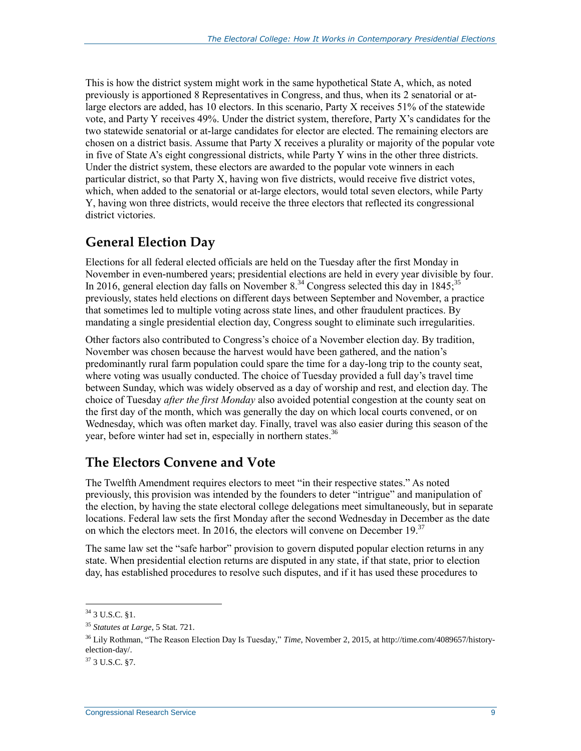This is how the district system might work in the same hypothetical State A, which, as noted previously is apportioned 8 Representatives in Congress, and thus, when its 2 senatorial or at-large electors are added, has 10 electors. In this scenario, Party X receives 51% of the statewide vote, and Party Y receives 49%. Under the district system, therefore, Party X's candidates for the two statewide senatorial or at-large candidates for elector are elected. The remaining electors are chosen on a district basis. Assume that Party X receives a plurality or majority of the popular vote in five of State A's eight congressional districts, while Party Y wins in the other three districts. Under the district system, these electors are awarded to the popular vote winners in each particular district, so that Party X, having won five districts, would receive five district votes, which, when added to the senatorial or at-large electors, would total seven electors, while Party Y, having won three districts, would receive the three electors that reflected its congressional district victories.

## General Election Day

Elections for all federal elected officials are held on the Tuesday after the first Monday in November in even-numbered years; presidential elections are held in every year divisible by four. In 2016, general election day falls on November 8.[34] Congress selected this day in 1845;[35] previously, states held elections on different days between September and November, a practice that sometimes led to multiple voting across state lines, and other fraudulent practices. By mandating a single presidential election day, Congress sought to eliminate such irregularities.

Other factors also contributed to Congress's choice of a November election day. By tradition, November was chosen because the harvest would have been gathered, and the nation's predominantly rural farm population could spare the time for a day-long trip to the county seat, where voting was usually conducted. The choice of Tuesday provided a full day's travel time between Sunday, which was widely observed as a day of worship and rest, and election day. The choice of Tuesday *after the first Monday* also avoided potential congestion at the county seat on the first day of the month, which was generally the day on which local courts convened, or on Wednesday, which was often market day. Finally, travel was also easier during this season of the year, before winter had set in, especially in northern states.[36]

## The Electors Convene and Vote

The Twelfth Amendment requires electors to meet "in their respective states." As noted previously, this provision was intended by the founders to deter "intrigue" and manipulation of the election, by having the state electoral college delegations meet simultaneously, but in separate locations. Federal law sets the first Monday after the second Wednesday in December as the date on which the electors meet. In 2016, the electors will convene on December 19.[37]

The same law set the "safe harbor" provision to govern disputed popular election returns in any state. When presidential election returns are disputed in any state, if that state, prior to election day, has established procedures to resolve such disputes, and if it has used these procedures to

---

[34] 3 U.S.C. §1.

[35] *Statutes at Large*, 5 Stat. 721.

[36] Lily Rothman, "The Reason Election Day Is Tuesday," *Time*, November 2, 2015, at http://time.com/4089657/history-election-day/.

[37] 3 U.S.C. §7.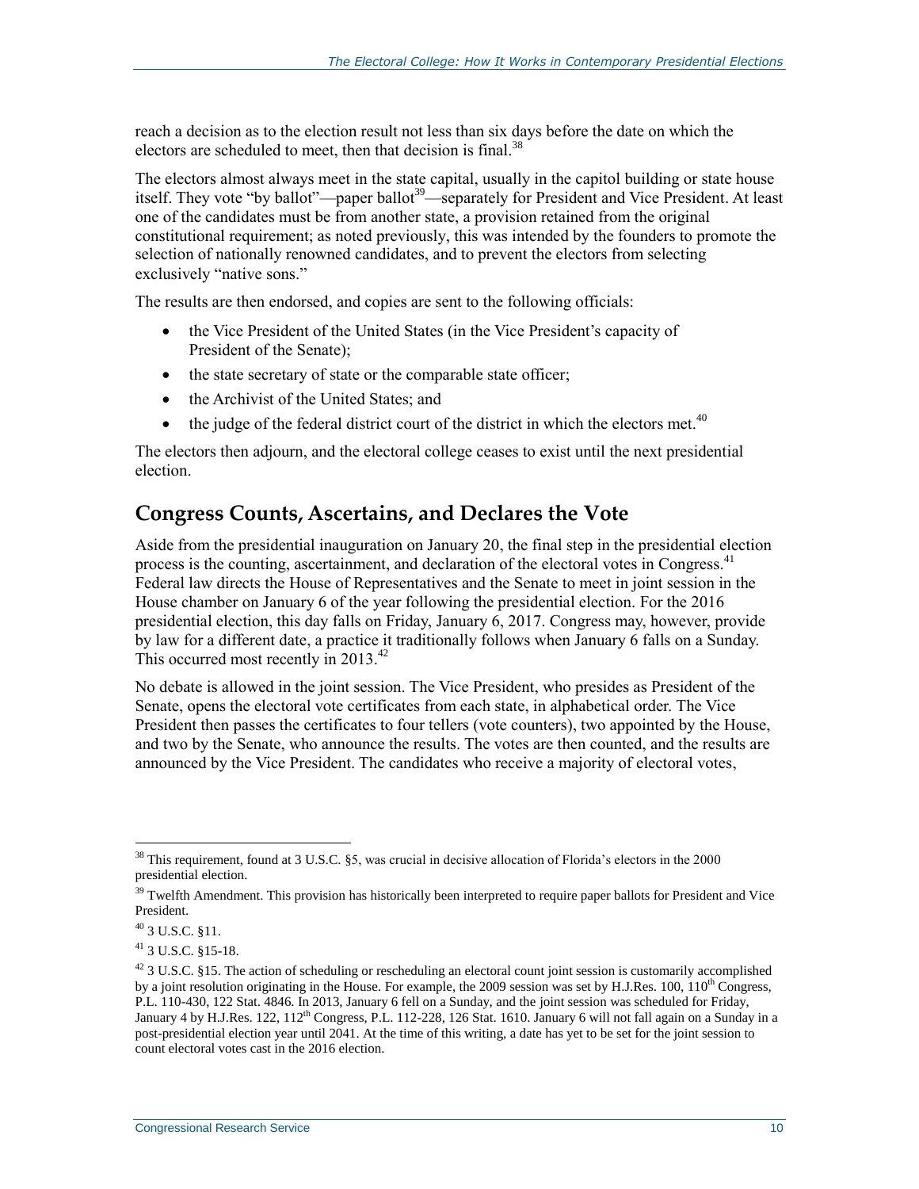reach a decision as to the election result not less than six days before the date on which the electors are scheduled to meet, then that decision is final.[38]

The electors almost always meet in the state capital, usually in the capitol building or state house itself. They vote "by ballot"—paper ballot[39]—separately for President and Vice President. At least one of the candidates must be from another state, a provision retained from the original constitutional requirement; as noted previously, this was intended by the founders to promote the selection of nationally renowned candidates, and to prevent the electors from selecting exclusively "native sons."

The results are then endorsed, and copies are sent to the following officials:

- the Vice President of the United States (in the Vice President's capacity of President of the Senate);
- the state secretary of state or the comparable state officer;
- the Archivist of the United States; and
- the judge of the federal district court of the district in which the electors met.[40]

The electors then adjourn, and the electoral college ceases to exist until the next presidential election.

## Congress Counts, Ascertains, and Declares the Vote

Aside from the presidential inauguration on January 20, the final step in the presidential election process is the counting, ascertainment, and declaration of the electoral votes in Congress.[41] Federal law directs the House of Representatives and the Senate to meet in joint session in the House chamber on January 6 of the year following the presidential election. For the 2016 presidential election, this day falls on Friday, January 6, 2017. Congress may, however, provide by law for a different date, a practice it traditionally follows when January 6 falls on a Sunday. This occurred most recently in 2013.[42]

No debate is allowed in the joint session. The Vice President, who presides as President of the Senate, opens the electoral vote certificates from each state, in alphabetical order. The Vice President then passes the certificates to four tellers (vote counters), two appointed by the House, and two by the Senate, who announce the results. The votes are then counted, and the results are announced by the Vice President. The candidates who receive a majority of electoral votes,

---

[38] This requirement, found at 3 U.S.C. §5, was crucial in decisive allocation of Florida's electors in the 2000 presidential election.

[39] Twelfth Amendment. This provision has historically been interpreted to require paper ballots for President and Vice President.

[40] 3 U.S.C. §11.

[41] 3 U.S.C. §15-18.

[42] 3 U.S.C. §15. The action of scheduling or rescheduling an electoral count joint session is customarily accomplished by a joint resolution originating in the House. For example, the 2009 session was set by H.J.Res. 100, 110th Congress, P.L. 110-430, 122 Stat. 4846. In 2013, January 6 fell on a Sunday, and the joint session was scheduled for Friday, January 4 by H.J.Res. 122, 112th Congress, P.L. 112-228, 126 Stat. 1610. January 6 will not fall again on a Sunday in a post-presidential election year until 2041. At the time of this writing, a date has yet to be set for the joint session to count electoral votes cast in the 2016 election.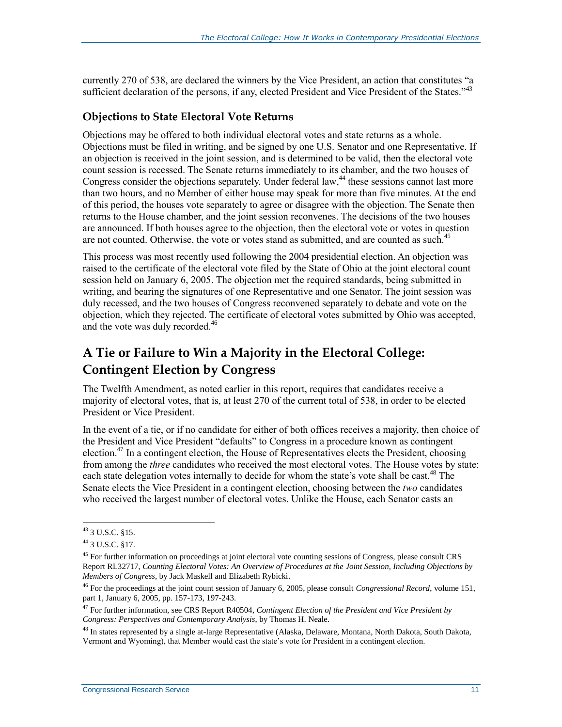currently 270 of 538, are declared the winners by the Vice President, an action that constitutes "a sufficient declaration of the persons, if any, elected President and Vice President of the States."[43]

### Objections to State Electoral Vote Returns

Objections may be offered to both individual electoral votes and state returns as a whole. Objections must be filed in writing, and be signed by one U.S. Senator and one Representative. If an objection is received in the joint session, and is determined to be valid, then the electoral vote count session is recessed. The Senate returns immediately to its chamber, and the two houses of Congress consider the objections separately. Under federal law,[44] these sessions cannot last more than two hours, and no Member of either house may speak for more than five minutes. At the end of this period, the houses vote separately to agree or disagree with the objection. The Senate then returns to the House chamber, and the joint session reconvenes. The decisions of the two houses are announced. If both houses agree to the objection, then the electoral vote or votes in question are not counted. Otherwise, the vote or votes stand as submitted, and are counted as such.[45]

This process was most recently used following the 2004 presidential election. An objection was raised to the certificate of the electoral vote filed by the State of Ohio at the joint electoral count session held on January 6, 2005. The objection met the required standards, being submitted in writing, and bearing the signatures of one Representative and one Senator. The joint session was duly recessed, and the two houses of Congress reconvened separately to debate and vote on the objection, which they rejected. The certificate of electoral votes submitted by Ohio was accepted, and the vote was duly recorded.[46]

## A Tie or Failure to Win a Majority in the Electoral College: Contingent Election by Congress

The Twelfth Amendment, as noted earlier in this report, requires that candidates receive a majority of electoral votes, that is, at least 270 of the current total of 538, in order to be elected President or Vice President.

In the event of a tie, or if no candidate for either of both offices receives a majority, then choice of the President and Vice President "defaults" to Congress in a procedure known as contingent election.[47] In a contingent election, the House of Representatives elects the President, choosing from among the *three* candidates who received the most electoral votes. The House votes by state: each state delegation votes internally to decide for whom the state's vote shall be cast.[48] The Senate elects the Vice President in a contingent election, choosing between the *two* candidates who received the largest number of electoral votes. Unlike the House, each Senator casts an

---

[43] 3 U.S.C. §15.

[44] 3 U.S.C. §17.

[45] For further information on proceedings at joint electoral vote counting sessions of Congress, please consult CRS Report RL32717, *Counting Electoral Votes: An Overview of Procedures at the Joint Session, Including Objections by Members of Congress*, by Jack Maskell and Elizabeth Rybicki.

[46] For the proceedings at the joint count session of January 6, 2005, please consult *Congressional Record*, volume 151, part 1, January 6, 2005, pp. 157-173, 197-243.

[47] For further information, see CRS Report R40504, *Contingent Election of the President and Vice President by Congress: Perspectives and Contemporary Analysis*, by Thomas H. Neale.

[48] In states represented by a single at-large Representative (Alaska, Delaware, Montana, North Dakota, South Dakota, Vermont and Wyoming), that Member would cast the state's vote for President in a contingent election.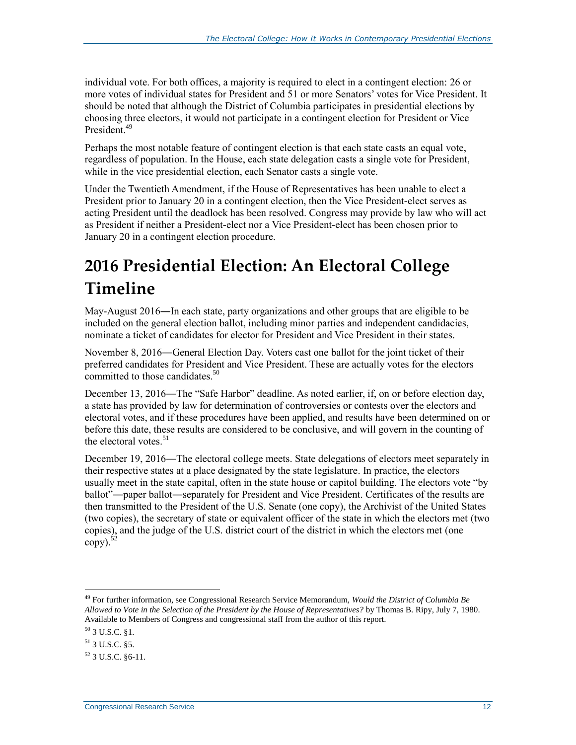individual vote. For both offices, a majority is required to elect in a contingent election: 26 or more votes of individual states for President and 51 or more Senators' votes for Vice President. It should be noted that although the District of Columbia participates in presidential elections by choosing three electors, it would not participate in a contingent election for President or Vice President.[49]

Perhaps the most notable feature of contingent election is that each state casts an equal vote, regardless of population. In the House, each state delegation casts a single vote for President, while in the vice presidential election, each Senator casts a single vote.

Under the Twentieth Amendment, if the House of Representatives has been unable to elect a President prior to January 20 in a contingent election, then the Vice President-elect serves as acting President until the deadlock has been resolved. Congress may provide by law who will act as President if neither a President-elect nor a Vice President-elect has been chosen prior to January 20 in a contingent election procedure.

# 2016 Presidential Election: An Electoral College Timeline

May-August 2016—In each state, party organizations and other groups that are eligible to be included on the general election ballot, including minor parties and independent candidacies, nominate a ticket of candidates for elector for President and Vice President in their states.

November 8, 2016—General Election Day. Voters cast one ballot for the joint ticket of their preferred candidates for President and Vice President. These are actually votes for the electors committed to those candidates.[50]

December 13, 2016—The "Safe Harbor" deadline. As noted earlier, if, on or before election day, a state has provided by law for determination of controversies or contests over the electors and electoral votes, and if these procedures have been applied, and results have been determined on or before this date, these results are considered to be conclusive, and will govern in the counting of the electoral votes.[51]

December 19, 2016—The electoral college meets. State delegations of electors meet separately in their respective states at a place designated by the state legislature. In practice, the electors usually meet in the state capital, often in the state house or capitol building. The electors vote "by ballot"—paper ballot—separately for President and Vice President. Certificates of the results are then transmitted to the President of the U.S. Senate (one copy), the Archivist of the United States (two copies), the secretary of state or equivalent officer of the state in which the electors met (two copies), and the judge of the U.S. district court of the district in which the electors met (one copy).[52]

---

[49] For further information, see Congressional Research Service Memorandum, *Would the District of Columbia Be Allowed to Vote in the Selection of the President by the House of Representatives?* by Thomas B. Ripy, July 7, 1980. Available to Members of Congress and congressional staff from the author of this report.

[50] 3 U.S.C. §1.

[51] 3 U.S.C. §5.

[52] 3 U.S.C. §6-11.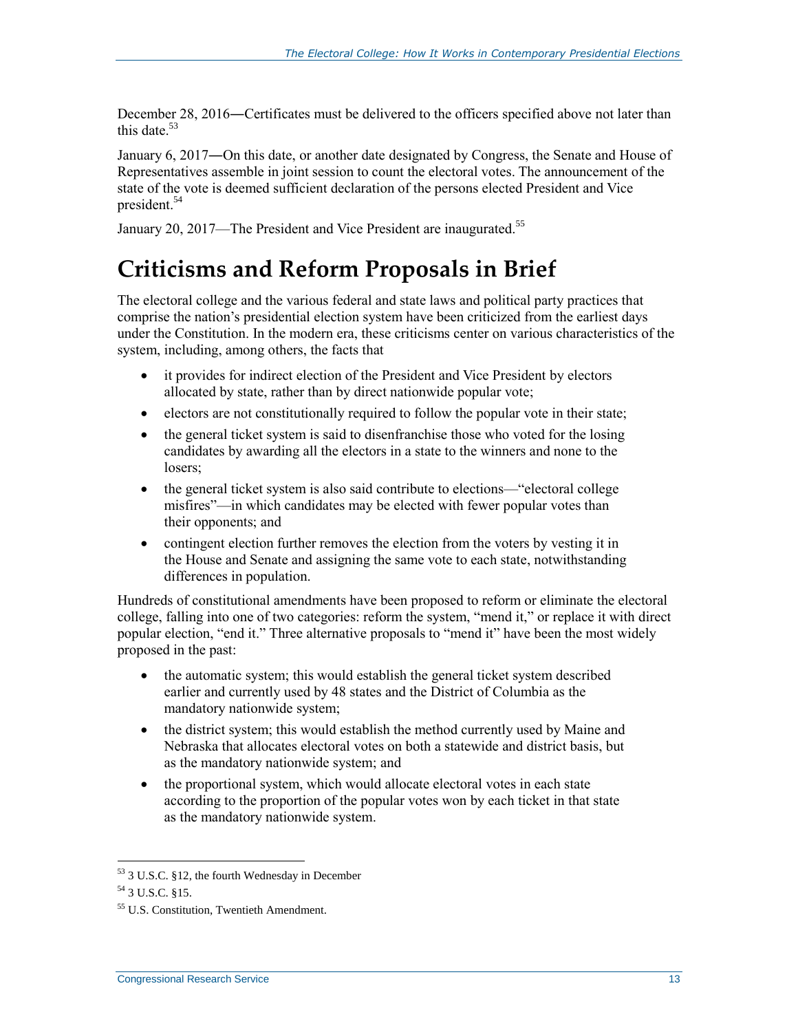December 28, 2016―Certificates must be delivered to the officers specified above not later than this date.[53]

January 6, 2017―On this date, or another date designated by Congress, the Senate and House of Representatives assemble in joint session to count the electoral votes. The announcement of the state of the vote is deemed sufficient declaration of the persons elected President and Vice president.[54]

January 20, 2017—The President and Vice President are inaugurated.[55]

# Criticisms and Reform Proposals in Brief

The electoral college and the various federal and state laws and political party practices that comprise the nation's presidential election system have been criticized from the earliest days under the Constitution. In the modern era, these criticisms center on various characteristics of the system, including, among others, the facts that

- it provides for indirect election of the President and Vice President by electors allocated by state, rather than by direct nationwide popular vote;
- electors are not constitutionally required to follow the popular vote in their state;
- the general ticket system is said to disenfranchise those who voted for the losing candidates by awarding all the electors in a state to the winners and none to the losers;
- the general ticket system is also said contribute to elections—"electoral college misfires"—in which candidates may be elected with fewer popular votes than their opponents; and
- contingent election further removes the election from the voters by vesting it in the House and Senate and assigning the same vote to each state, notwithstanding differences in population.

Hundreds of constitutional amendments have been proposed to reform or eliminate the electoral college, falling into one of two categories: reform the system, "mend it," or replace it with direct popular election, "end it." Three alternative proposals to "mend it" have been the most widely proposed in the past:

- the automatic system; this would establish the general ticket system described earlier and currently used by 48 states and the District of Columbia as the mandatory nationwide system;
- the district system; this would establish the method currently used by Maine and Nebraska that allocates electoral votes on both a statewide and district basis, but as the mandatory nationwide system; and
- the proportional system, which would allocate electoral votes in each state according to the proportion of the popular votes won by each ticket in that state as the mandatory nationwide system.

---

[53] 3 U.S.C. §12, the fourth Wednesday in December

[54] 3 U.S.C. §15.

[55] U.S. Constitution, Twentieth Amendment.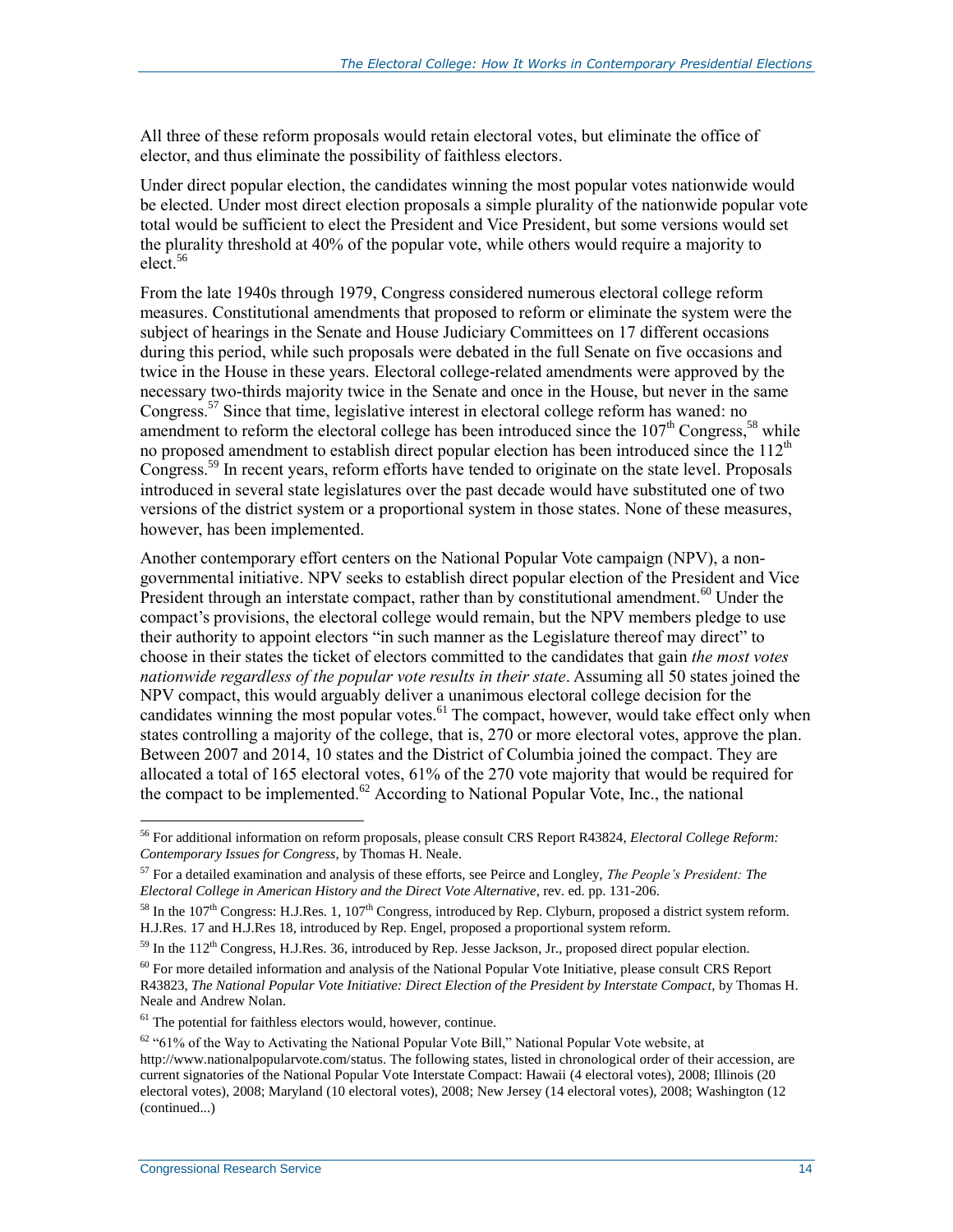All three of these reform proposals would retain electoral votes, but eliminate the office of elector, and thus eliminate the possibility of faithless electors.

Under direct popular election, the candidates winning the most popular votes nationwide would be elected. Under most direct election proposals a simple plurality of the nationwide popular vote total would be sufficient to elect the President and Vice President, but some versions would set the plurality threshold at 40% of the popular vote, while others would require a majority to elect.[56]

From the late 1940s through 1979, Congress considered numerous electoral college reform measures. Constitutional amendments that proposed to reform or eliminate the system were the subject of hearings in the Senate and House Judiciary Committees on 17 different occasions during this period, while such proposals were debated in the full Senate on five occasions and twice in the House in these years. Electoral college-related amendments were approved by the necessary two-thirds majority twice in the Senate and once in the House, but never in the same Congress.[57] Since that time, legislative interest in electoral college reform has waned: no amendment to reform the electoral college has been introduced since the 107th Congress,[58] while no proposed amendment to establish direct popular election has been introduced since the 112th Congress.[59] In recent years, reform efforts have tended to originate on the state level. Proposals introduced in several state legislatures over the past decade would have substituted one of two versions of the district system or a proportional system in those states. None of these measures, however, has been implemented.

Another contemporary effort centers on the National Popular Vote campaign (NPV), a non-governmental initiative. NPV seeks to establish direct popular election of the President and Vice President through an interstate compact, rather than by constitutional amendment.[60] Under the compact's provisions, the electoral college would remain, but the NPV members pledge to use their authority to appoint electors "in such manner as the Legislature thereof may direct" to choose in their states the ticket of electors committed to the candidates that gain *the most votes nationwide regardless of the popular vote results in their state*. Assuming all 50 states joined the NPV compact, this would arguably deliver a unanimous electoral college decision for the candidates winning the most popular votes.[61] The compact, however, would take effect only when states controlling a majority of the college, that is, 270 or more electoral votes, approve the plan. Between 2007 and 2014, 10 states and the District of Columbia joined the compact. They are allocated a total of 165 electoral votes, 61% of the 270 vote majority that would be required for the compact to be implemented.[62] According to National Popular Vote, Inc., the national

---

[56] For additional information on reform proposals, please consult CRS Report R43824, *Electoral College Reform: Contemporary Issues for Congress*, by Thomas H. Neale.

[57] For a detailed examination and analysis of these efforts, see Peirce and Longley, *The People's President: The Electoral College in American History and the Direct Vote Alternative*, rev. ed. pp. 131-206.

[58] In the 107th Congress: H.J.Res. 1, 107th Congress, introduced by Rep. Clyburn, proposed a district system reform. H.J.Res. 17 and H.J.Res 18, introduced by Rep. Engel, proposed a proportional system reform.

[59] In the 112th Congress, H.J.Res. 36, introduced by Rep. Jesse Jackson, Jr., proposed direct popular election.

[60] For more detailed information and analysis of the National Popular Vote Initiative, please consult CRS Report R43823, *The National Popular Vote Initiative: Direct Election of the President by Interstate Compact*, by Thomas H. Neale and Andrew Nolan.

[61] The potential for faithless electors would, however, continue.

[62] "61% of the Way to Activating the National Popular Vote Bill," National Popular Vote website, at http://www.nationalpopularvote.com/status. The following states, listed in chronological order of their accession, are current signatories of the National Popular Vote Interstate Compact: Hawaii (4 electoral votes), 2008; Illinois (20 electoral votes), 2008; Maryland (10 electoral votes), 2008; New Jersey (14 electoral votes), 2008; Washington (12 (continued...)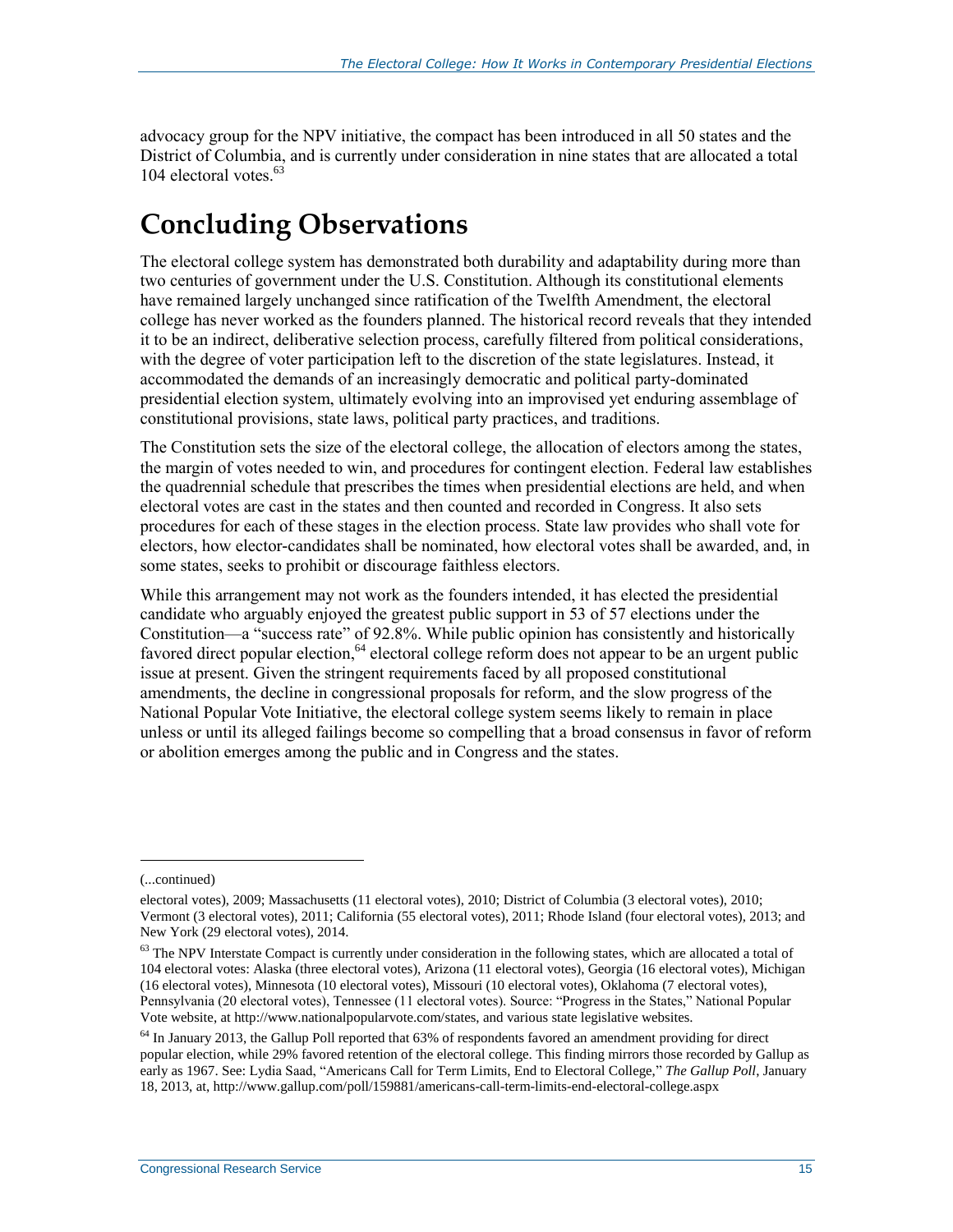advocacy group for the NPV initiative, the compact has been introduced in all 50 states and the District of Columbia, and is currently under consideration in nine states that are allocated a total 104 electoral votes.[63]

# Concluding Observations

The electoral college system has demonstrated both durability and adaptability during more than two centuries of government under the U.S. Constitution. Although its constitutional elements have remained largely unchanged since ratification of the Twelfth Amendment, the electoral college has never worked as the founders planned. The historical record reveals that they intended it to be an indirect, deliberative selection process, carefully filtered from political considerations, with the degree of voter participation left to the discretion of the state legislatures. Instead, it accommodated the demands of an increasingly democratic and political party-dominated presidential election system, ultimately evolving into an improvised yet enduring assemblage of constitutional provisions, state laws, political party practices, and traditions.

The Constitution sets the size of the electoral college, the allocation of electors among the states, the margin of votes needed to win, and procedures for contingent election. Federal law establishes the quadrennial schedule that prescribes the times when presidential elections are held, and when electoral votes are cast in the states and then counted and recorded in Congress. It also sets procedures for each of these stages in the election process. State law provides who shall vote for electors, how elector-candidates shall be nominated, how electoral votes shall be awarded, and, in some states, seeks to prohibit or discourage faithless electors.

While this arrangement may not work as the founders intended, it has elected the presidential candidate who arguably enjoyed the greatest public support in 53 of 57 elections under the Constitution—a "success rate" of 92.8%. While public opinion has consistently and historically favored direct popular election,[64] electoral college reform does not appear to be an urgent public issue at present. Given the stringent requirements faced by all proposed constitutional amendments, the decline in congressional proposals for reform, and the slow progress of the National Popular Vote Initiative, the electoral college system seems likely to remain in place unless or until its alleged failings become so compelling that a broad consensus in favor of reform or abolition emerges among the public and in Congress and the states.

---

(...continued)

electoral votes), 2009; Massachusetts (11 electoral votes), 2010; District of Columbia (3 electoral votes), 2010; Vermont (3 electoral votes), 2011; California (55 electoral votes), 2011; Rhode Island (four electoral votes), 2013; and New York (29 electoral votes), 2014.

[63] The NPV Interstate Compact is currently under consideration in the following states, which are allocated a total of 104 electoral votes: Alaska (three electoral votes), Arizona (11 electoral votes), Georgia (16 electoral votes), Michigan (16 electoral votes), Minnesota (10 electoral votes), Missouri (10 electoral votes), Oklahoma (7 electoral votes), Pennsylvania (20 electoral votes), Tennessee (11 electoral votes). Source: "Progress in the States," National Popular Vote website, at http://www.nationalpopularvote.com/states, and various state legislative websites.

[64] In January 2013, the Gallup Poll reported that 63% of respondents favored an amendment providing for direct popular election, while 29% favored retention of the electoral college. This finding mirrors those recorded by Gallup as early as 1967. See: Lydia Saad, "Americans Call for Term Limits, End to Electoral College," *The Gallup Poll*, January 18, 2013, at, http://www.gallup.com/poll/159881/americans-call-term-limits-end-electoral-college.aspx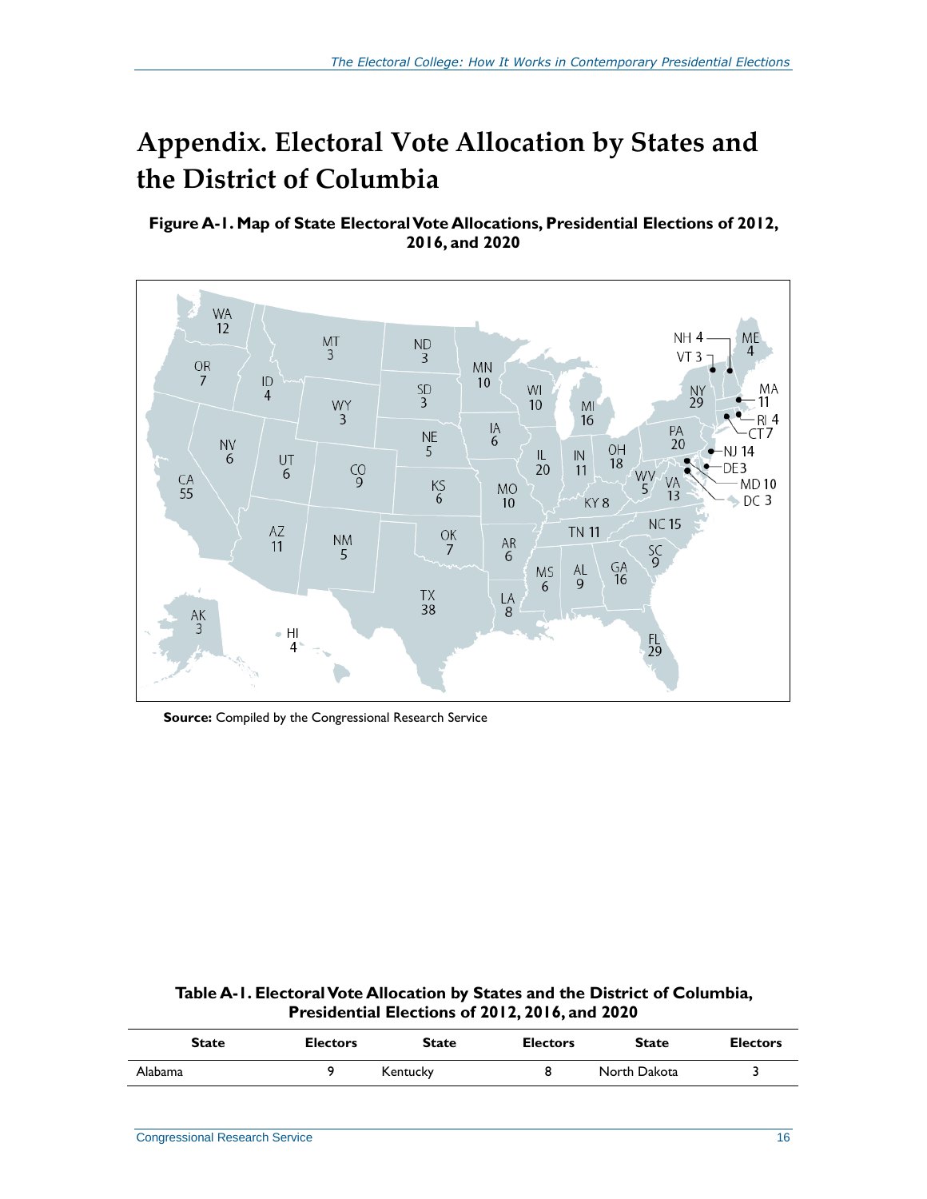# Appendix. Electoral Vote Allocation by States and the District of Columbia

**Figure A-1. Map of State Electoral Vote Allocations, Presidential Elections of 2012, 2016, and 2020**

**Source:** Compiled by the Congressional Research Service

**Table A-1. Electoral Vote Allocation by States and the District of Columbia, Presidential Elections of 2012, 2016, and 2020**

| State | Electors | State | Electors | State | Electors |
|---|---|---|---|---|---|
| Alabama | 9 | Kentucky | 8 | North Dakota | 3 |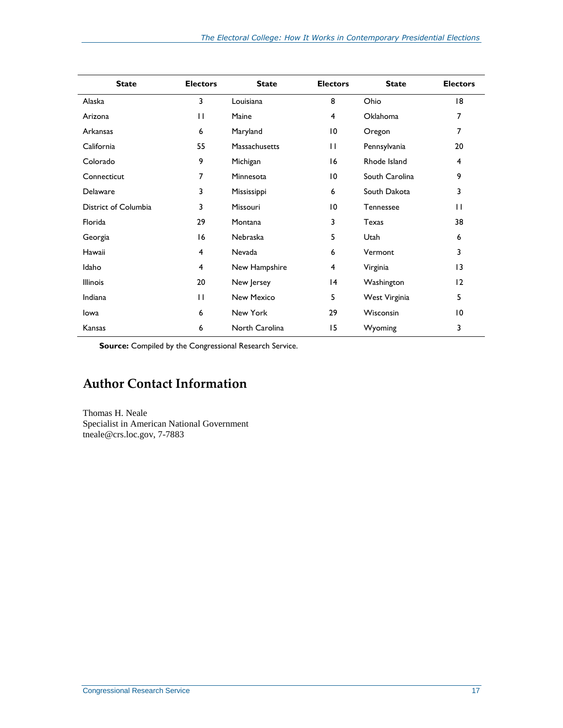| State | Electors | State | Electors | State | Electors |
| --- | --- | --- | --- | --- | --- |
| Alaska | 3 | Louisiana | 8 | Ohio | 18 |
| Arizona | 11 | Maine | 4 | Oklahoma | 7 |
| Arkansas | 6 | Maryland | 10 | Oregon | 7 |
| California | 55 | Massachusetts | 11 | Pennsylvania | 20 |
| Colorado | 9 | Michigan | 16 | Rhode Island | 4 |
| Connecticut | 7 | Minnesota | 10 | South Carolina | 9 |
| Delaware | 3 | Mississippi | 6 | South Dakota | 3 |
| District of Columbia | 3 | Missouri | 10 | Tennessee | 11 |
| Florida | 29 | Montana | 3 | Texas | 38 |
| Georgia | 16 | Nebraska | 5 | Utah | 6 |
| Hawaii | 4 | Nevada | 6 | Vermont | 3 |
| Idaho | 4 | New Hampshire | 4 | Virginia | 13 |
| Illinois | 20 | New Jersey | 14 | Washington | 12 |
| Indiana | 11 | New Mexico | 5 | West Virginia | 5 |
| Iowa | 6 | New York | 29 | Wisconsin | 10 |
| Kansas | 6 | North Carolina | 15 | Wyoming | 3 |

**Source:** Compiled by the Congressional Research Service.

## Author Contact Information

Thomas H. Neale
Specialist in American National Government
tneale@crs.loc.gov, 7-7883